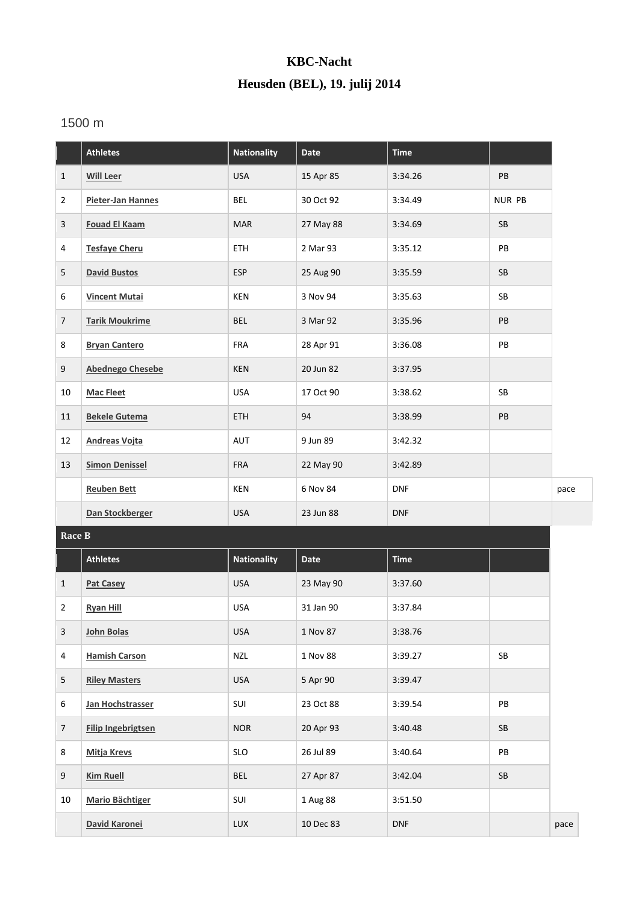# KBC-Nacht

## Heusden (BEL), 19. julij 2014

### 1500 m

| | Athletes | Nationality | Date | Time | | |
|---|---|---|---|---|---|---|
| 1 | Will Leer | USA | 15 Apr 85 | 3:34.26 | PB | |
| 2 | Pieter-Jan Hannes | BEL | 30 Oct 92 | 3:34.49 | NUR PB | |
| 3 | Fouad El Kaam | MAR | 27 May 88 | 3:34.69 | SB | |
| 4 | Tesfaye Cheru | ETH | 2 Mar 93 | 3:35.12 | PB | |
| 5 | David Bustos | ESP | 25 Aug 90 | 3:35.59 | SB | |
| 6 | Vincent Mutai | KEN | 3 Nov 94 | 3:35.63 | SB | |
| 7 | Tarik Moukrime | BEL | 3 Mar 92 | 3:35.96 | PB | |
| 8 | Bryan Cantero | FRA | 28 Apr 91 | 3:36.08 | PB | |
| 9 | Abednego Chesebe | KEN | 20 Jun 82 | 3:37.95 | | |
| 10 | Mac Fleet | USA | 17 Oct 90 | 3:38.62 | SB | |
| 11 | Bekele Gutema | ETH | 94 | 3:38.99 | PB | |
| 12 | Andreas Vojta | AUT | 9 Jun 89 | 3:42.32 | | |
| 13 | Simon Denissel | FRA | 22 May 90 | 3:42.89 | | |
| | Reuben Bett | KEN | 6 Nov 84 | DNF | | pace |
| | Dan Stockberger | USA | 23 Jun 88 | DNF | | |

**Race B**

| | Athletes | Nationality | Date | Time | | |
|---|---|---|---|---|---|---|
| 1 | Pat Casey | USA | 23 May 90 | 3:37.60 | | |
| 2 | Ryan Hill | USA | 31 Jan 90 | 3:37.84 | | |
| 3 | John Bolas | USA | 1 Nov 87 | 3:38.76 | | |
| 4 | Hamish Carson | NZL | 1 Nov 88 | 3:39.27 | SB | |
| 5 | Riley Masters | USA | 5 Apr 90 | 3:39.47 | | |
| 6 | Jan Hochstrasser | SUI | 23 Oct 88 | 3:39.54 | PB | |
| 7 | Filip Ingebrigtsen | NOR | 20 Apr 93 | 3:40.48 | SB | |
| 8 | Mitja Krevs | SLO | 26 Jul 89 | 3:40.64 | PB | |
| 9 | Kim Ruell | BEL | 27 Apr 87 | 3:42.04 | SB | |
| 10 | Mario Bächtiger | SUI | 1 Aug 88 | 3:51.50 | | |
| | David Karonei | LUX | 10 Dec 83 | DNF | | pace |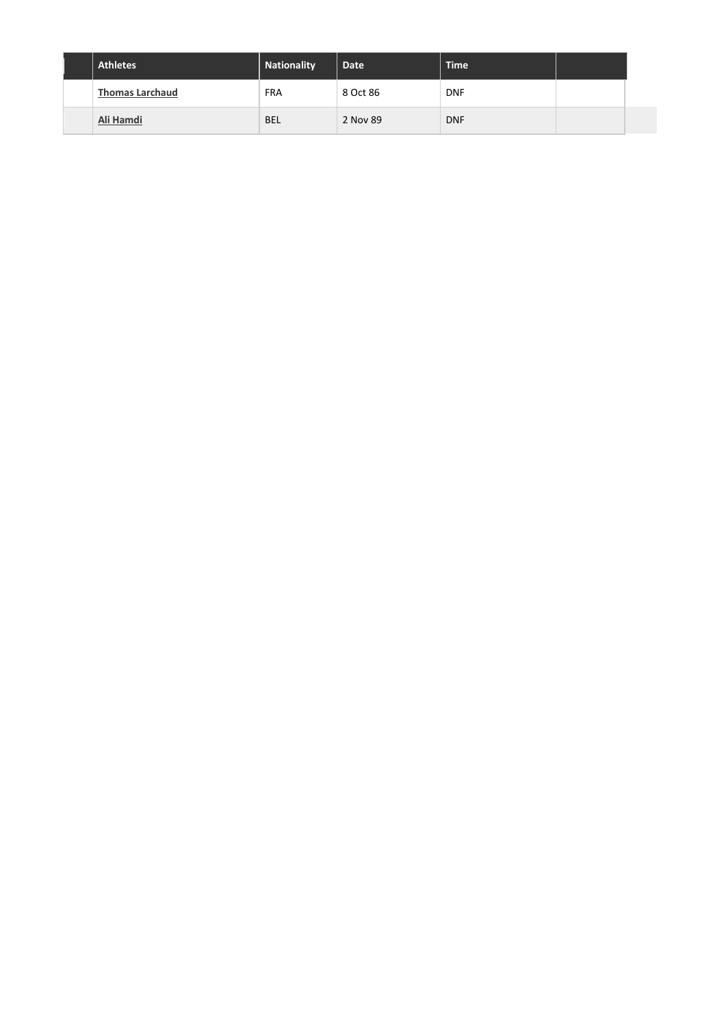| | Athletes | Nationality | Date | Time | |
|---|---|---|---|---|---|
| | Thomas Larchaud | FRA | 8 Oct 86 | DNF | |
| | Ali Hamdi | BEL | 2 Nov 89 | DNF | |